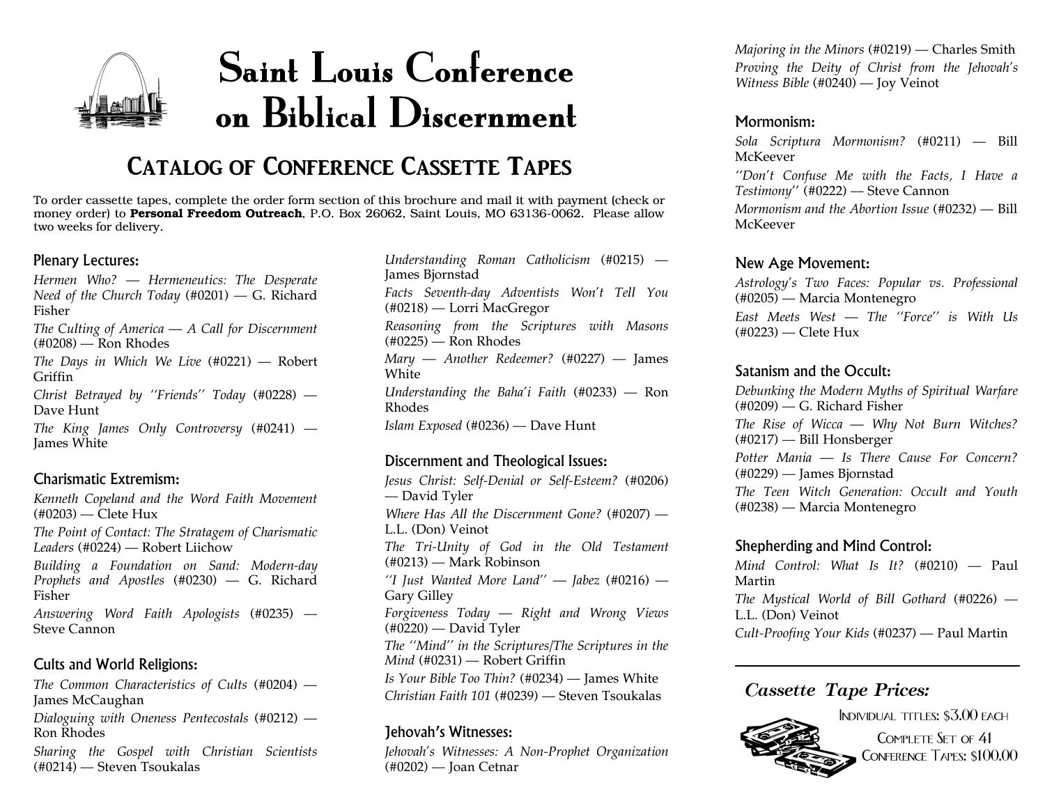# Saint Louis Conference on Biblical Discernment

## Catalog of Conference Cassette Tapes

To order cassette tapes, complete the order form section of this brochure and mail it with payment (check or money order) to **Personal Freedom Outreach**, P.O. Box 26062, Saint Louis, MO 63136-0062. Please allow two weeks for delivery.

### Plenary Lectures:

*Hermen Who? — Hermeneutics: The Desperate Need of the Church Today* (#0201) — G. Richard Fisher

*The Culting of America — A Call for Discernment* (#0208) — Ron Rhodes

*The Days in Which We Live* (#0221) — Robert Griffin

*Christ Betrayed by "Friends" Today* (#0228) — Dave Hunt

*The King James Only Controversy* (#0241) — James White

### Charismatic Extremism:

*Kenneth Copeland and the Word Faith Movement* (#0203) — Clete Hux

*The Point of Contact: The Stratagem of Charismatic Leaders* (#0224) — Robert Liichow

*Building a Foundation on Sand: Modern-day Prophets and Apostles* (#0230) — G. Richard Fisher

*Answering Word Faith Apologists* (#0235) — Steve Cannon

### Cults and World Religions:

*The Common Characteristics of Cults* (#0204) — James McCaughan

*Dialoguing with Oneness Pentecostals* (#0212) — Ron Rhodes

*Sharing the Gospel with Christian Scientists* (#0214) — Steven Tsoukalas

*Understanding Roman Catholicism* (#0215) — James Bjornstad

*Facts Seventh-day Adventists Won't Tell You* (#0218) — Lorri MacGregor

*Reasoning from the Scriptures with Masons* (#0225) — Ron Rhodes

*Mary — Another Redeemer?* (#0227) — James White

*Understanding the Baha'i Faith* (#0233) — Ron Rhodes

*Islam Exposed* (#0236) — Dave Hunt

### Discernment and Theological Issues:

*Jesus Christ: Self-Denial or Self-Esteem?* (#0206) — David Tyler

*Where Has All the Discernment Gone?* (#0207) — L.L. (Don) Veinot

*The Tri-Unity of God in the Old Testament* (#0213) — Mark Robinson

*"I Just Wanted More Land" — Jabez* (#0216) — Gary Gilley

*Forgiveness Today — Right and Wrong Views* (#0220) — David Tyler

*The "Mind" in the Scriptures/The Scriptures in the Mind* (#0231) — Robert Griffin

*Is Your Bible Too Thin?* (#0234) — James White

*Christian Faith 101* (#0239) — Steven Tsoukalas

### Jehovah's Witnesses:

*Jehovah's Witnesses: A Non-Prophet Organization* (#0202) — Joan Cetnar

*Majoring in the Minors* (#0219) — Charles Smith

*Proving the Deity of Christ from the Jehovah's Witness Bible* (#0240) — Joy Veinot

### Mormonism:

*Sola Scriptura Mormonism?* (#0211) — Bill McKeever

*"Don't Confuse Me with the Facts, I Have a Testimony"* (#0222) — Steve Cannon

*Mormonism and the Abortion Issue* (#0232) — Bill McKeever

### New Age Movement:

*Astrology's Two Faces: Popular vs. Professional* (#0205) — Marcia Montenegro

*East Meets West — The "Force" is With Us* (#0223) — Clete Hux

### Satanism and the Occult:

*Debunking the Modern Myths of Spiritual Warfare* (#0209) — G. Richard Fisher

*The Rise of Wicca — Why Not Burn Witches?* (#0217) — Bill Honsberger

*Potter Mania — Is There Cause For Concern?* (#0229) — James Bjornstad

*The Teen Witch Generation: Occult and Youth* (#0238) — Marcia Montenegro

### Shepherding and Mind Control:

*Mind Control: What Is It?* (#0210) — Paul Martin

*The Mystical World of Bill Gothard* (#0226) — L.L. (Don) Veinot

*Cult-Proofing Your Kids* (#0237) — Paul Martin

---

### *Cassette Tape Prices:*

Individual titles: $3.00 each

Complete Set of 41 Conference Tapes: $100.00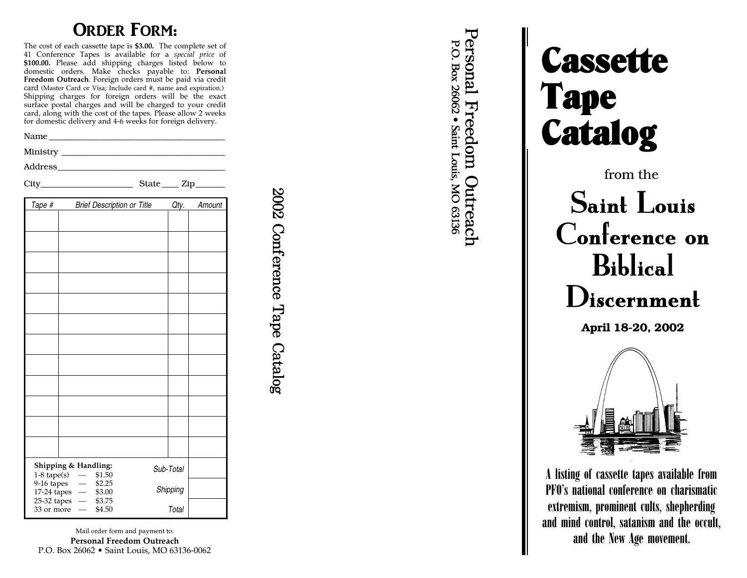# Order Form:

The cost of each cassette tape is **$3.00.** The complete set of 41 Conference Tapes is available for a *special price* of **$100.00.** Please add shipping charges listed below to domestic orders. Make checks payable to: **Personal Freedom Outreach**. Foreign orders must be paid via credit card (Master Card or Visa; Include card #, name and expiration.) Shipping charges for foreign orders will be the exact surface postal charges and will be charged to your credit card, along with the cost of the tapes. Please allow 2 weeks for domestic delivery and 4-6 weeks for foreign delivery.

Name_______________________________________

Ministry ____________________________________

Address_____________________________________

City____________________ State____ Zip______

| *Tape #* | *Brief Description or Title* | *Qty.* | *Amount* |
|---|---|---|---|
| | | | |
| | | | |
| | | | |
| | | | |
| | | | |
| | | | |
| | | | |
| | | | |
| | | | |
| | | | |
| | | | |
| | | | |
| **Shipping & Handling:** | | *Sub-Total* | |
| 1-8 tape(s) — $1.50 | | | |
| 9-16 tapes — $2.25 | | *Shipping* | |
| 17-24 tapes — $3.00 | | | |
| 25-32 tapes — $3.75 | | *Total* | |
| 33 or more — $4.50 | | | |

Mail order form and payment to:
**Personal Freedom Outreach**
P.O. Box 26062 • Saint Louis, MO 63136-0062

2002 Conference Tape Catalog

Personal Freedom Outreach
P.O. Box 26062 • Saint Louis, MO 63136

# Cassette Tape Catalog

from the

## Saint Louis Conference on Biblical Discernment

**April 18-20, 2002**

A listing of cassette tapes available from PFO's national conference on charismatic extremism, prominent cults, shepherding and mind control, satanism and the occult, and the New Age movement.